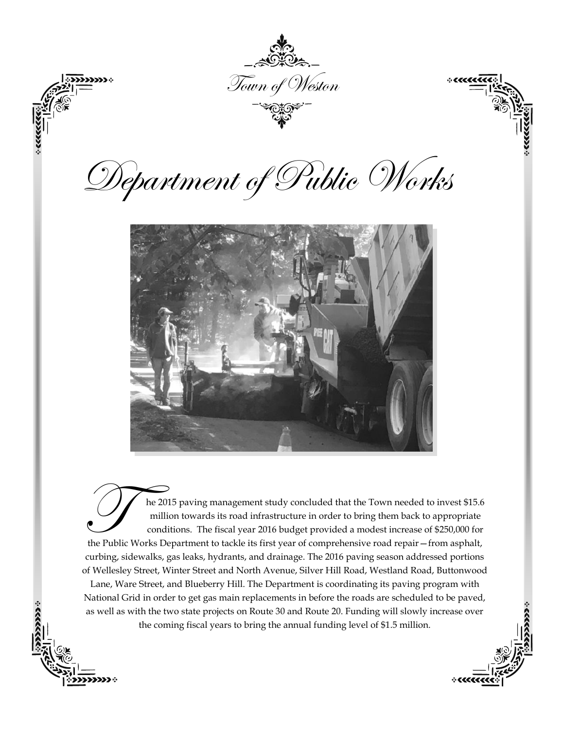Town of Weston

# Department of Public Works

The 2015 paving management study concluded that the Town needed to invest $15.6 million towards its road infrastructure in order to bring them back to appropriate conditions. The fiscal year 2016 budget provided a modest increase of $250,000 for the Public Works Department to tackle its first year of comprehensive road repair—from asphalt, curbing, sidewalks, gas leaks, hydrants, and drainage. The 2016 paving season addressed portions of Wellesley Street, Winter Street and North Avenue, Silver Hill Road, Westland Road, Buttonwood Lane, Ware Street, and Blueberry Hill. The Department is coordinating its paving program with National Grid in order to get gas main replacements in before the roads are scheduled to be paved, as well as with the two state projects on Route 30 and Route 20. Funding will slowly increase over the coming fiscal years to bring the annual funding level of $1.5 million.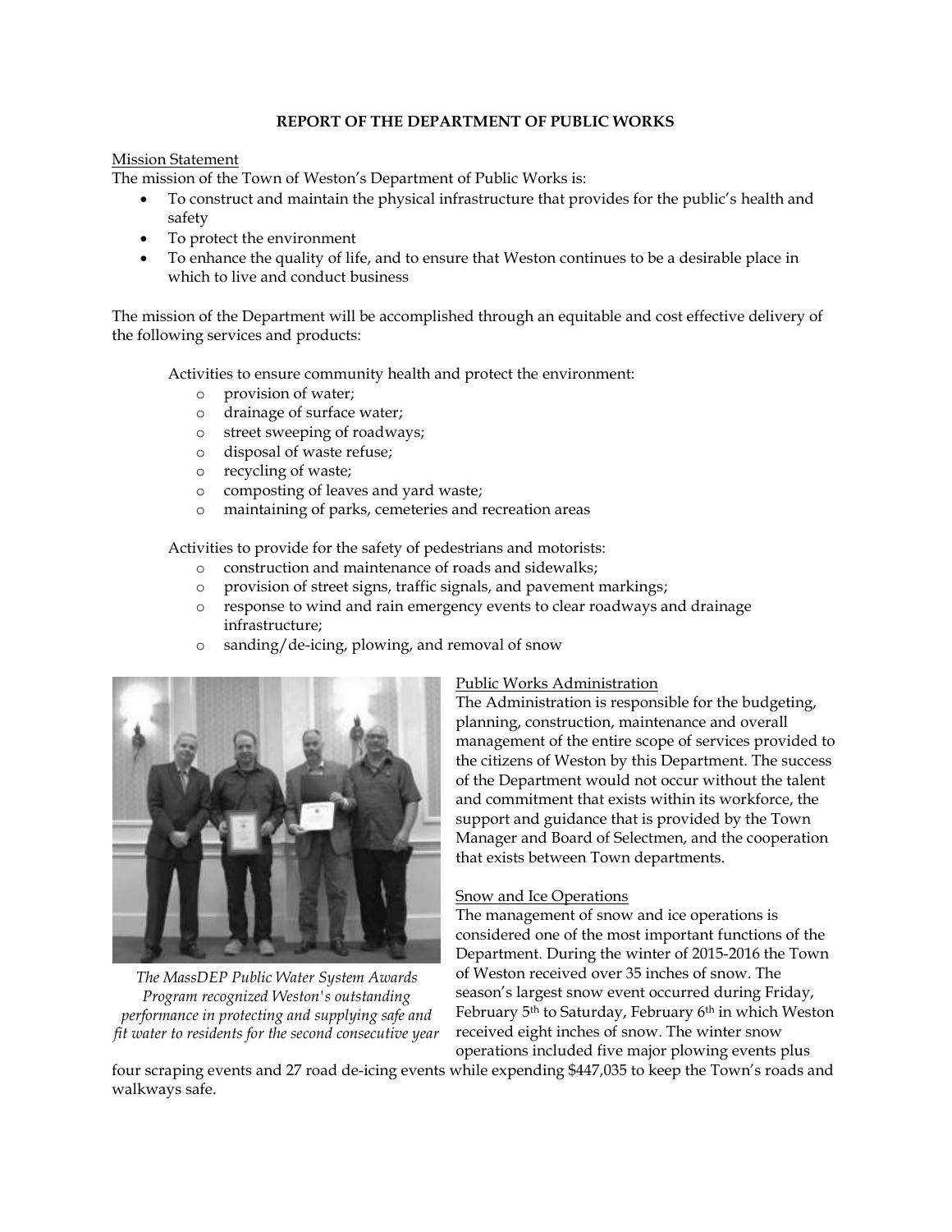**REPORT OF THE DEPARTMENT OF PUBLIC WORKS**

Mission Statement

The mission of the Town of Weston's Department of Public Works is:

- To construct and maintain the physical infrastructure that provides for the public's health and safety
- To protect the environment
- To enhance the quality of life, and to ensure that Weston continues to be a desirable place in which to live and conduct business

The mission of the Department will be accomplished through an equitable and cost effective delivery of the following services and products:

Activities to ensure community health and protect the environment:

- provision of water;
- drainage of surface water;
- street sweeping of roadways;
- disposal of waste refuse;
- recycling of waste;
- composting of leaves and yard waste;
- maintaining of parks, cemeteries and recreation areas

Activities to provide for the safety of pedestrians and motorists:

- construction and maintenance of roads and sidewalks;
- provision of street signs, traffic signals, and pavement markings;
- response to wind and rain emergency events to clear roadways and drainage infrastructure;
- sanding/de-icing, plowing, and removal of snow

*The MassDEP Public Water System Awards Program recognized Weston's outstanding performance in protecting and supplying safe and fit water to residents for the second consecutive year*

Public Works Administration

The Administration is responsible for the budgeting, planning, construction, maintenance and overall management of the entire scope of services provided to the citizens of Weston by this Department. The success of the Department would not occur without the talent and commitment that exists within its workforce, the support and guidance that is provided by the Town Manager and Board of Selectmen, and the cooperation that exists between Town departments.

Snow and Ice Operations

The management of snow and ice operations is considered one of the most important functions of the Department. During the winter of 2015-2016 the Town of Weston received over 35 inches of snow. The season's largest snow event occurred during Friday, February 5th to Saturday, February 6th in which Weston received eight inches of snow. The winter snow operations included five major plowing events plus four scraping events and 27 road de-icing events while expending $447,035 to keep the Town's roads and walkways safe.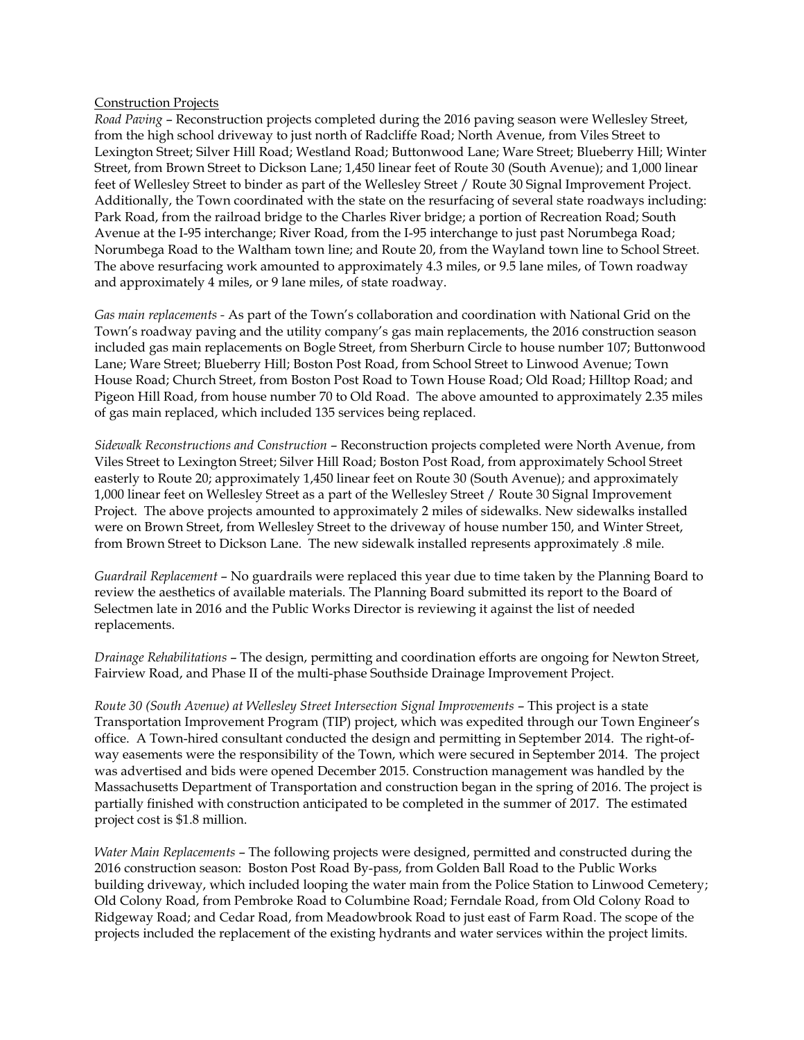Construction Projects

*Road Paving* – Reconstruction projects completed during the 2016 paving season were Wellesley Street, from the high school driveway to just north of Radcliffe Road; North Avenue, from Viles Street to Lexington Street; Silver Hill Road; Westland Road; Buttonwood Lane; Ware Street; Blueberry Hill; Winter Street, from Brown Street to Dickson Lane; 1,450 linear feet of Route 30 (South Avenue); and 1,000 linear feet of Wellesley Street to binder as part of the Wellesley Street / Route 30 Signal Improvement Project. Additionally, the Town coordinated with the state on the resurfacing of several state roadways including: Park Road, from the railroad bridge to the Charles River bridge; a portion of Recreation Road; South Avenue at the I-95 interchange; River Road, from the I-95 interchange to just past Norumbega Road; Norumbega Road to the Waltham town line; and Route 20, from the Wayland town line to School Street. The above resurfacing work amounted to approximately 4.3 miles, or 9.5 lane miles, of Town roadway and approximately 4 miles, or 9 lane miles, of state roadway.

*Gas main replacements* - As part of the Town's collaboration and coordination with National Grid on the Town's roadway paving and the utility company's gas main replacements, the 2016 construction season included gas main replacements on Bogle Street, from Sherburn Circle to house number 107; Buttonwood Lane; Ware Street; Blueberry Hill; Boston Post Road, from School Street to Linwood Avenue; Town House Road; Church Street, from Boston Post Road to Town House Road; Old Road; Hilltop Road; and Pigeon Hill Road, from house number 70 to Old Road. The above amounted to approximately 2.35 miles of gas main replaced, which included 135 services being replaced.

*Sidewalk Reconstructions and Construction* – Reconstruction projects completed were North Avenue, from Viles Street to Lexington Street; Silver Hill Road; Boston Post Road, from approximately School Street easterly to Route 20; approximately 1,450 linear feet on Route 30 (South Avenue); and approximately 1,000 linear feet on Wellesley Street as a part of the Wellesley Street / Route 30 Signal Improvement Project. The above projects amounted to approximately 2 miles of sidewalks. New sidewalks installed were on Brown Street, from Wellesley Street to the driveway of house number 150, and Winter Street, from Brown Street to Dickson Lane. The new sidewalk installed represents approximately .8 mile.

*Guardrail Replacement* – No guardrails were replaced this year due to time taken by the Planning Board to review the aesthetics of available materials. The Planning Board submitted its report to the Board of Selectmen late in 2016 and the Public Works Director is reviewing it against the list of needed replacements.

*Drainage Rehabilitations* – The design, permitting and coordination efforts are ongoing for Newton Street, Fairview Road, and Phase II of the multi-phase Southside Drainage Improvement Project.

*Route 30 (South Avenue) at Wellesley Street Intersection Signal Improvements* – This project is a state Transportation Improvement Program (TIP) project, which was expedited through our Town Engineer's office. A Town-hired consultant conducted the design and permitting in September 2014. The right-of-way easements were the responsibility of the Town, which were secured in September 2014. The project was advertised and bids were opened December 2015. Construction management was handled by the Massachusetts Department of Transportation and construction began in the spring of 2016. The project is partially finished with construction anticipated to be completed in the summer of 2017. The estimated project cost is $1.8 million.

*Water Main Replacements* – The following projects were designed, permitted and constructed during the 2016 construction season: Boston Post Road By-pass, from Golden Ball Road to the Public Works building driveway, which included looping the water main from the Police Station to Linwood Cemetery; Old Colony Road, from Pembroke Road to Columbine Road; Ferndale Road, from Old Colony Road to Ridgeway Road; and Cedar Road, from Meadowbrook Road to just east of Farm Road. The scope of the projects included the replacement of the existing hydrants and water services within the project limits.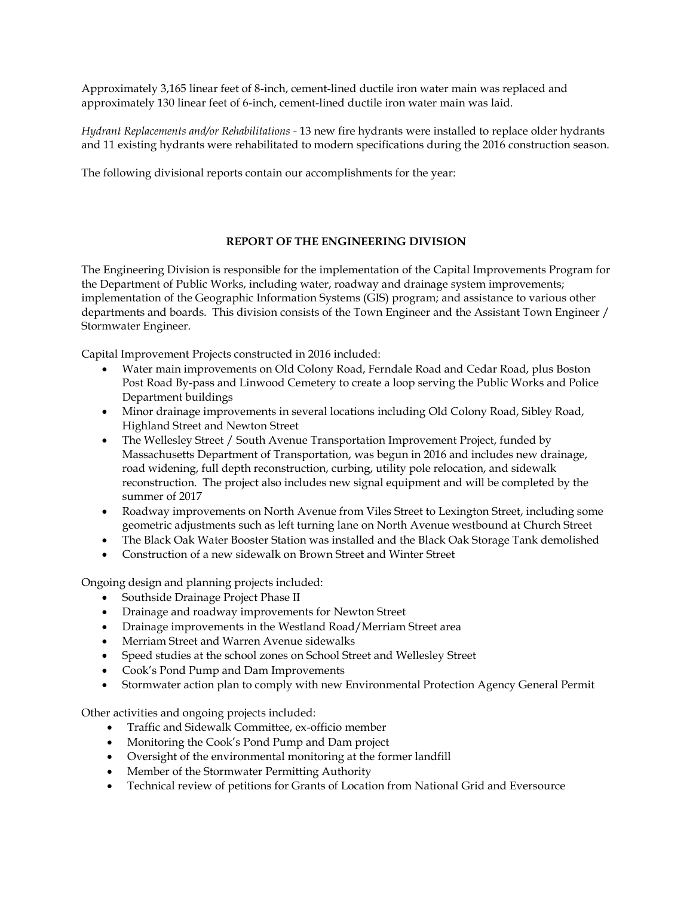Approximately 3,165 linear feet of 8-inch, cement-lined ductile iron water main was replaced and approximately 130 linear feet of 6-inch, cement-lined ductile iron water main was laid.

*Hydrant Replacements and/or Rehabilitations* - 13 new fire hydrants were installed to replace older hydrants and 11 existing hydrants were rehabilitated to modern specifications during the 2016 construction season.

The following divisional reports contain our accomplishments for the year:

## REPORT OF THE ENGINEERING DIVISION

The Engineering Division is responsible for the implementation of the Capital Improvements Program for the Department of Public Works, including water, roadway and drainage system improvements; implementation of the Geographic Information Systems (GIS) program; and assistance to various other departments and boards. This division consists of the Town Engineer and the Assistant Town Engineer / Stormwater Engineer.

Capital Improvement Projects constructed in 2016 included:

- Water main improvements on Old Colony Road, Ferndale Road and Cedar Road, plus Boston Post Road By-pass and Linwood Cemetery to create a loop serving the Public Works and Police Department buildings
- Minor drainage improvements in several locations including Old Colony Road, Sibley Road, Highland Street and Newton Street
- The Wellesley Street / South Avenue Transportation Improvement Project, funded by Massachusetts Department of Transportation, was begun in 2016 and includes new drainage, road widening, full depth reconstruction, curbing, utility pole relocation, and sidewalk reconstruction. The project also includes new signal equipment and will be completed by the summer of 2017
- Roadway improvements on North Avenue from Viles Street to Lexington Street, including some geometric adjustments such as left turning lane on North Avenue westbound at Church Street
- The Black Oak Water Booster Station was installed and the Black Oak Storage Tank demolished
- Construction of a new sidewalk on Brown Street and Winter Street

Ongoing design and planning projects included:

- Southside Drainage Project Phase II
- Drainage and roadway improvements for Newton Street
- Drainage improvements in the Westland Road/Merriam Street area
- Merriam Street and Warren Avenue sidewalks
- Speed studies at the school zones on School Street and Wellesley Street
- Cook's Pond Pump and Dam Improvements
- Stormwater action plan to comply with new Environmental Protection Agency General Permit

Other activities and ongoing projects included:

- Traffic and Sidewalk Committee, ex-officio member
- Monitoring the Cook's Pond Pump and Dam project
- Oversight of the environmental monitoring at the former landfill
- Member of the Stormwater Permitting Authority
- Technical review of petitions for Grants of Location from National Grid and Eversource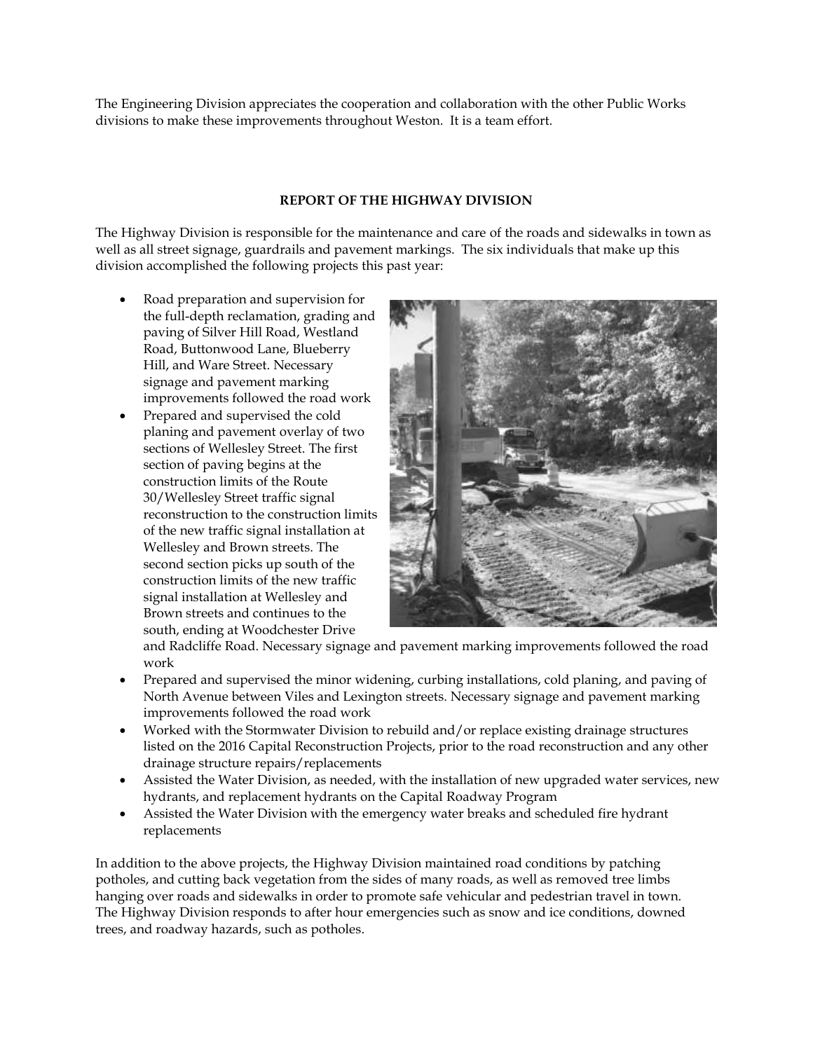The Engineering Division appreciates the cooperation and collaboration with the other Public Works divisions to make these improvements throughout Weston. It is a team effort.

## REPORT OF THE HIGHWAY DIVISION

The Highway Division is responsible for the maintenance and care of the roads and sidewalks in town as well as all street signage, guardrails and pavement markings. The six individuals that make up this division accomplished the following projects this past year:

- Road preparation and supervision for the full-depth reclamation, grading and paving of Silver Hill Road, Westland Road, Buttonwood Lane, Blueberry Hill, and Ware Street. Necessary signage and pavement marking improvements followed the road work
- Prepared and supervised the cold planing and pavement overlay of two sections of Wellesley Street. The first section of paving begins at the construction limits of the Route 30/Wellesley Street traffic signal reconstruction to the construction limits of the new traffic signal installation at Wellesley and Brown streets. The second section picks up south of the construction limits of the new traffic signal installation at Wellesley and Brown streets and continues to the south, ending at Woodchester Drive and Radcliffe Road. Necessary signage and pavement marking improvements followed the road work
- Prepared and supervised the minor widening, curbing installations, cold planing, and paving of North Avenue between Viles and Lexington streets. Necessary signage and pavement marking improvements followed the road work
- Worked with the Stormwater Division to rebuild and/or replace existing drainage structures listed on the 2016 Capital Reconstruction Projects, prior to the road reconstruction and any other drainage structure repairs/replacements
- Assisted the Water Division, as needed, with the installation of new upgraded water services, new hydrants, and replacement hydrants on the Capital Roadway Program
- Assisted the Water Division with the emergency water breaks and scheduled fire hydrant replacements

In addition to the above projects, the Highway Division maintained road conditions by patching potholes, and cutting back vegetation from the sides of many roads, as well as removed tree limbs hanging over roads and sidewalks in order to promote safe vehicular and pedestrian travel in town. The Highway Division responds to after hour emergencies such as snow and ice conditions, downed trees, and roadway hazards, such as potholes.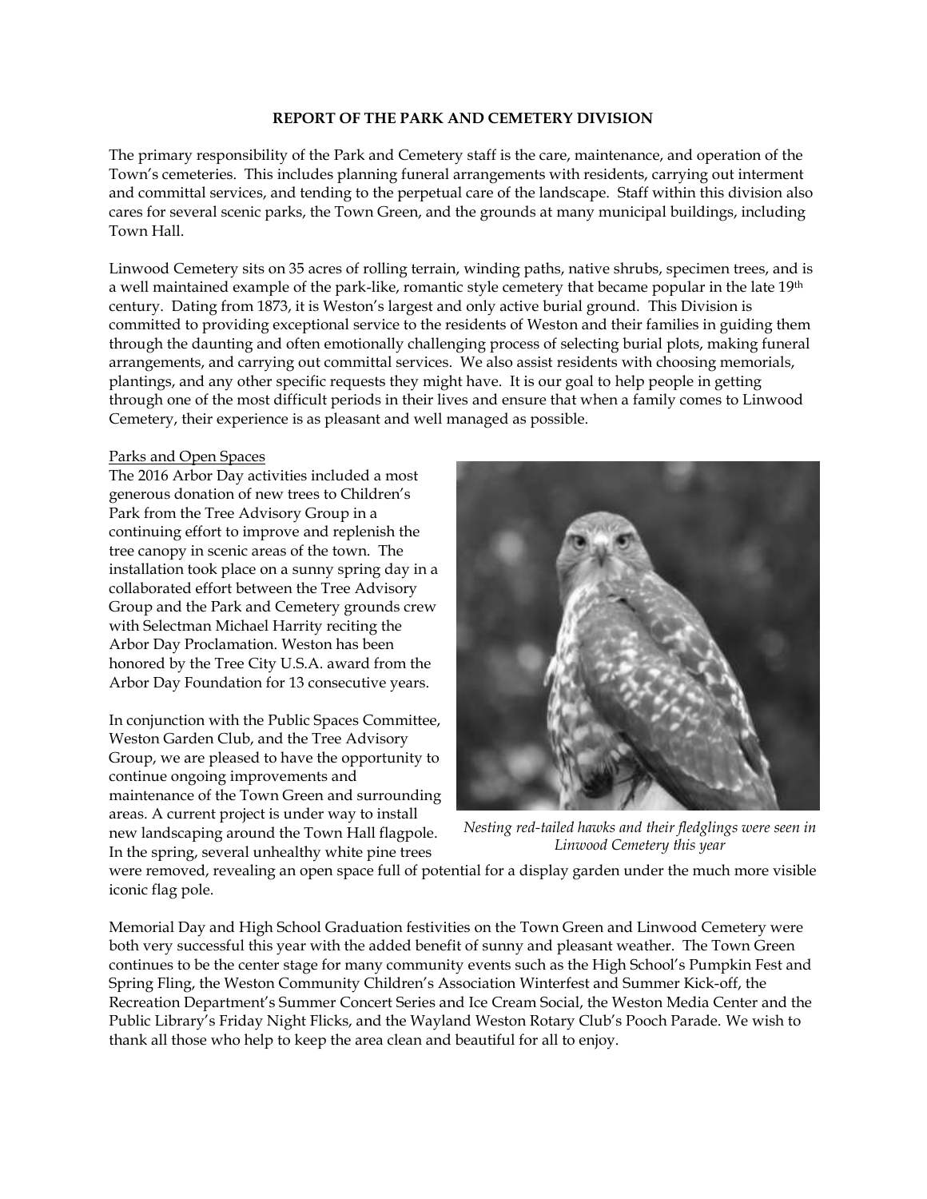## REPORT OF THE PARK AND CEMETERY DIVISION

The primary responsibility of the Park and Cemetery staff is the care, maintenance, and operation of the Town's cemeteries. This includes planning funeral arrangements with residents, carrying out interment and committal services, and tending to the perpetual care of the landscape. Staff within this division also cares for several scenic parks, the Town Green, and the grounds at many municipal buildings, including Town Hall.

Linwood Cemetery sits on 35 acres of rolling terrain, winding paths, native shrubs, specimen trees, and is a well maintained example of the park-like, romantic style cemetery that became popular in the late 19th century. Dating from 1873, it is Weston's largest and only active burial ground. This Division is committed to providing exceptional service to the residents of Weston and their families in guiding them through the daunting and often emotionally challenging process of selecting burial plots, making funeral arrangements, and carrying out committal services. We also assist residents with choosing memorials, plantings, and any other specific requests they might have. It is our goal to help people in getting through one of the most difficult periods in their lives and ensure that when a family comes to Linwood Cemetery, their experience is as pleasant and well managed as possible.

### Parks and Open Spaces

The 2016 Arbor Day activities included a most generous donation of new trees to Children's Park from the Tree Advisory Group in a continuing effort to improve and replenish the tree canopy in scenic areas of the town. The installation took place on a sunny spring day in a collaborated effort between the Tree Advisory Group and the Park and Cemetery grounds crew with Selectman Michael Harrity reciting the Arbor Day Proclamation. Weston has been honored by the Tree City U.S.A. award from the Arbor Day Foundation for 13 consecutive years.

In conjunction with the Public Spaces Committee, Weston Garden Club, and the Tree Advisory Group, we are pleased to have the opportunity to continue ongoing improvements and maintenance of the Town Green and surrounding areas. A current project is under way to install new landscaping around the Town Hall flagpole. In the spring, several unhealthy white pine trees were removed, revealing an open space full of potential for a display garden under the much more visible iconic flag pole.

*Nesting red-tailed hawks and their fledglings were seen in Linwood Cemetery this year*

Memorial Day and High School Graduation festivities on the Town Green and Linwood Cemetery were both very successful this year with the added benefit of sunny and pleasant weather. The Town Green continues to be the center stage for many community events such as the High School's Pumpkin Fest and Spring Fling, the Weston Community Children's Association Winterfest and Summer Kick-off, the Recreation Department's Summer Concert Series and Ice Cream Social, the Weston Media Center and the Public Library's Friday Night Flicks, and the Wayland Weston Rotary Club's Pooch Parade. We wish to thank all those who help to keep the area clean and beautiful for all to enjoy.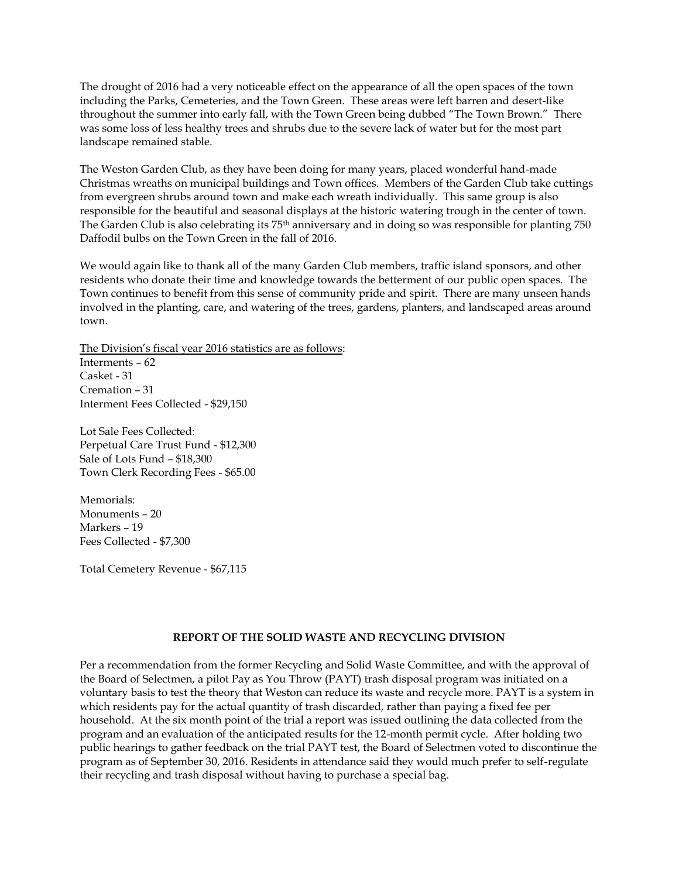The drought of 2016 had a very noticeable effect on the appearance of all the open spaces of the town including the Parks, Cemeteries, and the Town Green. These areas were left barren and desert-like throughout the summer into early fall, with the Town Green being dubbed "The Town Brown." There was some loss of less healthy trees and shrubs due to the severe lack of water but for the most part landscape remained stable.

The Weston Garden Club, as they have been doing for many years, placed wonderful hand-made Christmas wreaths on municipal buildings and Town offices. Members of the Garden Club take cuttings from evergreen shrubs around town and make each wreath individually. This same group is also responsible for the beautiful and seasonal displays at the historic watering trough in the center of town. The Garden Club is also celebrating its 75th anniversary and in doing so was responsible for planting 750 Daffodil bulbs on the Town Green in the fall of 2016.

We would again like to thank all of the many Garden Club members, traffic island sponsors, and other residents who donate their time and knowledge towards the betterment of our public open spaces. The Town continues to benefit from this sense of community pride and spirit. There are many unseen hands involved in the planting, care, and watering of the trees, gardens, planters, and landscaped areas around town.

<u>The Division's fiscal year 2016 statistics are as follows</u>:
Interments – 62
Casket - 31
Cremation – 31
Interment Fees Collected - $29,150

Lot Sale Fees Collected:
Perpetual Care Trust Fund - $12,300
Sale of Lots Fund – $18,300
Town Clerk Recording Fees - $65.00

Memorials:
Monuments – 20
Markers – 19
Fees Collected - $7,300

Total Cemetery Revenue - $67,115

## REPORT OF THE SOLID WASTE AND RECYCLING DIVISION

Per a recommendation from the former Recycling and Solid Waste Committee, and with the approval of the Board of Selectmen, a pilot Pay as You Throw (PAYT) trash disposal program was initiated on a voluntary basis to test the theory that Weston can reduce its waste and recycle more. PAYT is a system in which residents pay for the actual quantity of trash discarded, rather than paying a fixed fee per household. At the six month point of the trial a report was issued outlining the data collected from the program and an evaluation of the anticipated results for the 12-month permit cycle. After holding two public hearings to gather feedback on the trial PAYT test, the Board of Selectmen voted to discontinue the program as of September 30, 2016. Residents in attendance said they would much prefer to self-regulate their recycling and trash disposal without having to purchase a special bag.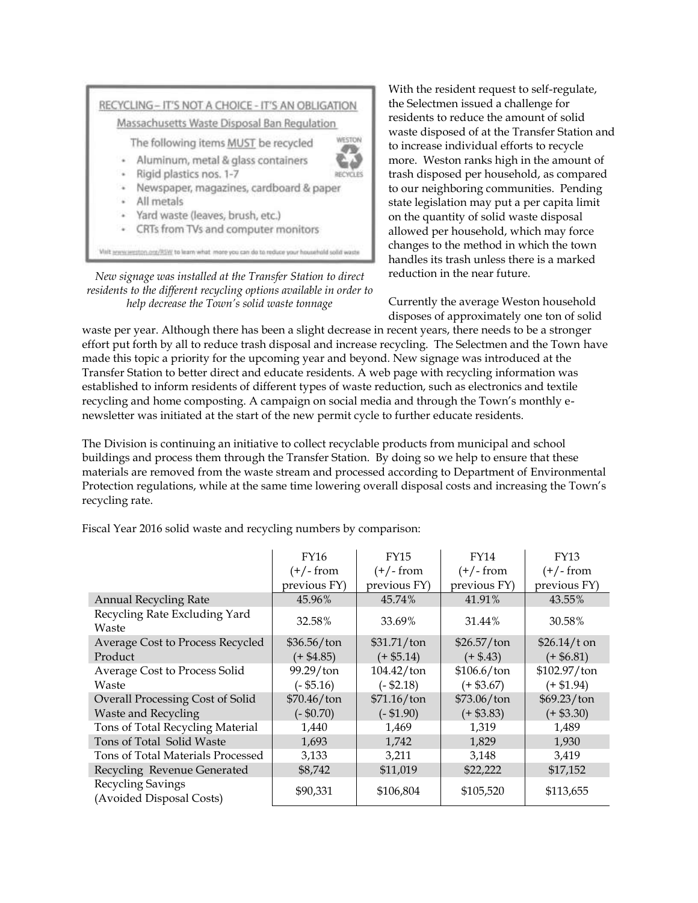RECYCLING – IT'S NOT A CHOICE - IT'S AN OBLIGATION

Massachusetts Waste Disposal Ban Regulation

The following items MUST be recycled

- Aluminum, metal & glass containers
- Rigid plastics nos. 1-7
- Newspaper, magazines, cardboard & paper
- All metals
- Yard waste (leaves, brush, etc.)
- CRTs from TVs and computer monitors

Visit www.weston.org/RSW to learn what more you can do to reduce your household solid waste

*New signage was installed at the Transfer Station to direct residents to the different recycling options available in order to help decrease the Town's solid waste tonnage*

With the resident request to self-regulate, the Selectmen issued a challenge for residents to reduce the amount of solid waste disposed of at the Transfer Station and to increase individual efforts to recycle more. Weston ranks high in the amount of trash disposed per household, as compared to our neighboring communities. Pending state legislation may put a per capita limit on the quantity of solid waste disposal allowed per household, which may force changes to the method in which the town handles its trash unless there is a marked reduction in the near future.

Currently the average Weston household disposes of approximately one ton of solid waste per year. Although there has been a slight decrease in recent years, there needs to be a stronger effort put forth by all to reduce trash disposal and increase recycling. The Selectmen and the Town have made this topic a priority for the upcoming year and beyond. New signage was introduced at the Transfer Station to better direct and educate residents. A web page with recycling information was established to inform residents of different types of waste reduction, such as electronics and textile recycling and home composting. A campaign on social media and through the Town's monthly e-newsletter was initiated at the start of the new permit cycle to further educate residents.

The Division is continuing an initiative to collect recyclable products from municipal and school buildings and process them through the Transfer Station. By doing so we help to ensure that these materials are removed from the waste stream and processed according to Department of Environmental Protection regulations, while at the same time lowering overall disposal costs and increasing the Town's recycling rate.

Fiscal Year 2016 solid waste and recycling numbers by comparison:

| | FY16 (+/- from previous FY) | FY15 (+/- from previous FY) | FY14 (+/- from previous FY) | FY13 (+/- from previous FY) |
|---|---|---|---|---|
| Annual Recycling Rate | 45.96% | 45.74% | 41.91% | 43.55% |
| Recycling Rate Excluding Yard Waste | 32.58% | 33.69% | 31.44% | 30.58% |
| Average Cost to Process Recycled Product | $36.56/ton (+ $4.85) | $31.71/ton (+ $5.14) | $26.57/ton (+ $.43) | $26.14/t on (+ $6.81) |
| Average Cost to Process Solid Waste | 99.29/ton (- $5.16) | 104.42/ton (- $2.18) | $106.6/ton (+ $3.67) | $102.97/ton (+ $1.94) |
| Overall Processing Cost of Solid Waste and Recycling | $70.46/ton (- $0.70) | $71.16/ton (- $1.90) | $73.06/ton (+ $3.83) | $69.23/ton (+ $3.30) |
| Tons of Total Recycling Material | 1,440 | 1,469 | 1,319 | 1,489 |
| Tons of Total Solid Waste | 1,693 | 1,742 | 1,829 | 1,930 |
| Tons of Total Materials Processed | 3,133 | 3,211 | 3,148 | 3,419 |
| Recycling Revenue Generated | $8,742 | $11,019 | $22,222 | $17,152 |
| Recycling Savings (Avoided Disposal Costs) | $90,331 | $106,804 | $105,520 | $113,655 |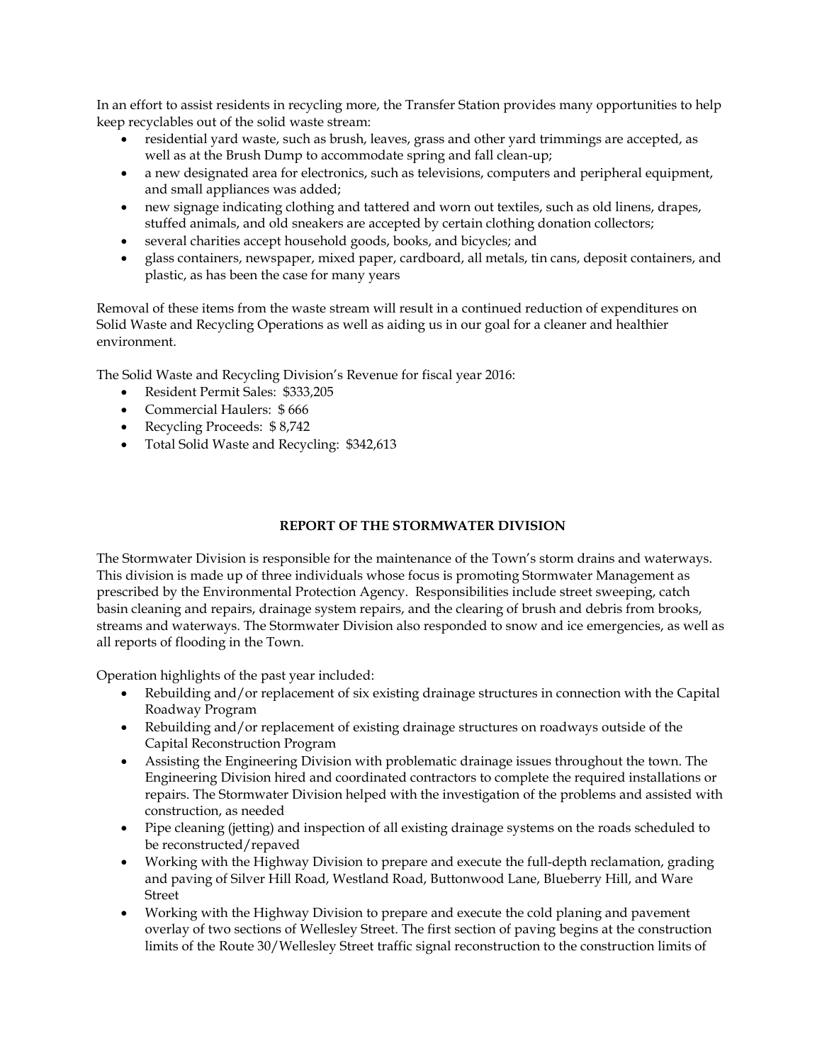In an effort to assist residents in recycling more, the Transfer Station provides many opportunities to help keep recyclables out of the solid waste stream:

- residential yard waste, such as brush, leaves, grass and other yard trimmings are accepted, as well as at the Brush Dump to accommodate spring and fall clean-up;
- a new designated area for electronics, such as televisions, computers and peripheral equipment, and small appliances was added;
- new signage indicating clothing and tattered and worn out textiles, such as old linens, drapes, stuffed animals, and old sneakers are accepted by certain clothing donation collectors;
- several charities accept household goods, books, and bicycles; and
- glass containers, newspaper, mixed paper, cardboard, all metals, tin cans, deposit containers, and plastic, as has been the case for many years

Removal of these items from the waste stream will result in a continued reduction of expenditures on Solid Waste and Recycling Operations as well as aiding us in our goal for a cleaner and healthier environment.

The Solid Waste and Recycling Division's Revenue for fiscal year 2016:

- Resident Permit Sales: $333,205
- Commercial Haulers: $ 666
- Recycling Proceeds: $ 8,742
- Total Solid Waste and Recycling: $342,613

## REPORT OF THE STORMWATER DIVISION

The Stormwater Division is responsible for the maintenance of the Town's storm drains and waterways. This division is made up of three individuals whose focus is promoting Stormwater Management as prescribed by the Environmental Protection Agency. Responsibilities include street sweeping, catch basin cleaning and repairs, drainage system repairs, and the clearing of brush and debris from brooks, streams and waterways. The Stormwater Division also responded to snow and ice emergencies, as well as all reports of flooding in the Town.

Operation highlights of the past year included:

- Rebuilding and/or replacement of six existing drainage structures in connection with the Capital Roadway Program
- Rebuilding and/or replacement of existing drainage structures on roadways outside of the Capital Reconstruction Program
- Assisting the Engineering Division with problematic drainage issues throughout the town. The Engineering Division hired and coordinated contractors to complete the required installations or repairs. The Stormwater Division helped with the investigation of the problems and assisted with construction, as needed
- Pipe cleaning (jetting) and inspection of all existing drainage systems on the roads scheduled to be reconstructed/repaved
- Working with the Highway Division to prepare and execute the full-depth reclamation, grading and paving of Silver Hill Road, Westland Road, Buttonwood Lane, Blueberry Hill, and Ware Street
- Working with the Highway Division to prepare and execute the cold planing and pavement overlay of two sections of Wellesley Street. The first section of paving begins at the construction limits of the Route 30/Wellesley Street traffic signal reconstruction to the construction limits of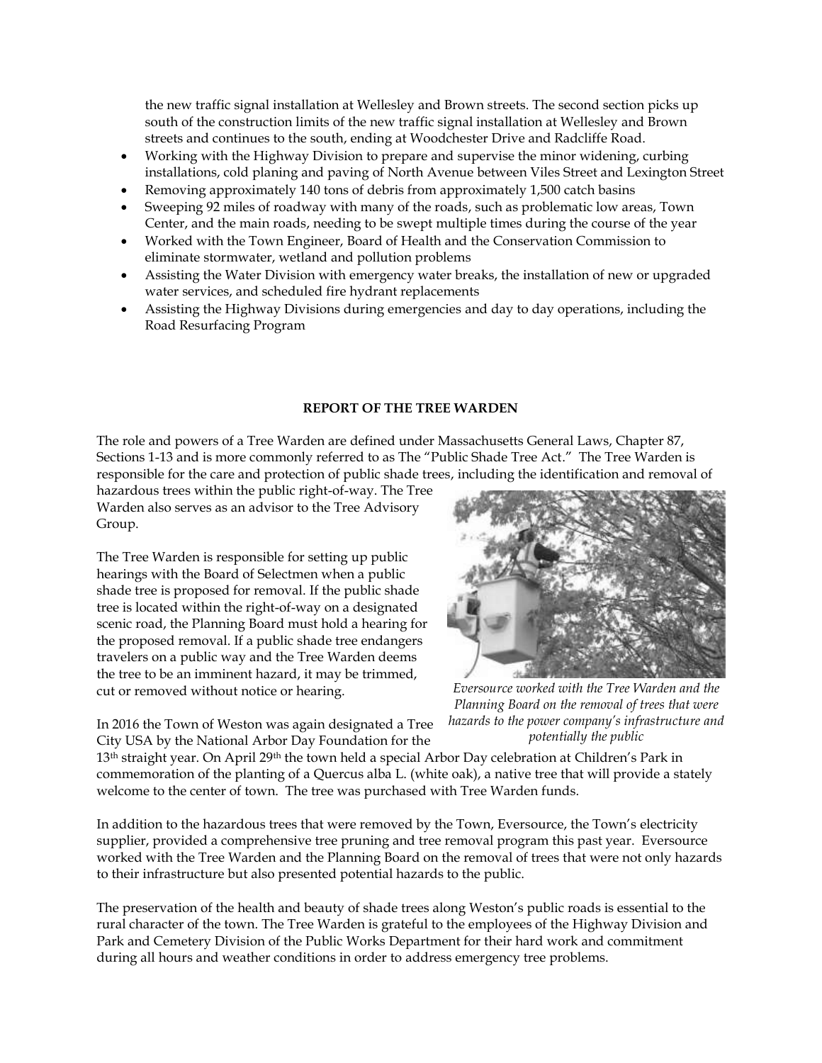the new traffic signal installation at Wellesley and Brown streets. The second section picks up south of the construction limits of the new traffic signal installation at Wellesley and Brown streets and continues to the south, ending at Woodchester Drive and Radcliffe Road.

- Working with the Highway Division to prepare and supervise the minor widening, curbing installations, cold planing and paving of North Avenue between Viles Street and Lexington Street
- Removing approximately 140 tons of debris from approximately 1,500 catch basins
- Sweeping 92 miles of roadway with many of the roads, such as problematic low areas, Town Center, and the main roads, needing to be swept multiple times during the course of the year
- Worked with the Town Engineer, Board of Health and the Conservation Commission to eliminate stormwater, wetland and pollution problems
- Assisting the Water Division with emergency water breaks, the installation of new or upgraded water services, and scheduled fire hydrant replacements
- Assisting the Highway Divisions during emergencies and day to day operations, including the Road Resurfacing Program

## REPORT OF THE TREE WARDEN

The role and powers of a Tree Warden are defined under Massachusetts General Laws, Chapter 87, Sections 1-13 and is more commonly referred to as The "Public Shade Tree Act." The Tree Warden is responsible for the care and protection of public shade trees, including the identification and removal of hazardous trees within the public right-of-way. The Tree Warden also serves as an advisor to the Tree Advisory Group.

The Tree Warden is responsible for setting up public hearings with the Board of Selectmen when a public shade tree is proposed for removal. If the public shade tree is located within the right-of-way on a designated scenic road, the Planning Board must hold a hearing for the proposed removal. If a public shade tree endangers travelers on a public way and the Tree Warden deems the tree to be an imminent hazard, it may be trimmed, cut or removed without notice or hearing.

*Eversource worked with the Tree Warden and the Planning Board on the removal of trees that were hazards to the power company's infrastructure and potentially the public*

In 2016 the Town of Weston was again designated a Tree City USA by the National Arbor Day Foundation for the 13th straight year. On April 29th the town held a special Arbor Day celebration at Children's Park in commemoration of the planting of a Quercus alba L. (white oak), a native tree that will provide a stately welcome to the center of town. The tree was purchased with Tree Warden funds.

In addition to the hazardous trees that were removed by the Town, Eversource, the Town's electricity supplier, provided a comprehensive tree pruning and tree removal program this past year. Eversource worked with the Tree Warden and the Planning Board on the removal of trees that were not only hazards to their infrastructure but also presented potential hazards to the public.

The preservation of the health and beauty of shade trees along Weston's public roads is essential to the rural character of the town. The Tree Warden is grateful to the employees of the Highway Division and Park and Cemetery Division of the Public Works Department for their hard work and commitment during all hours and weather conditions in order to address emergency tree problems.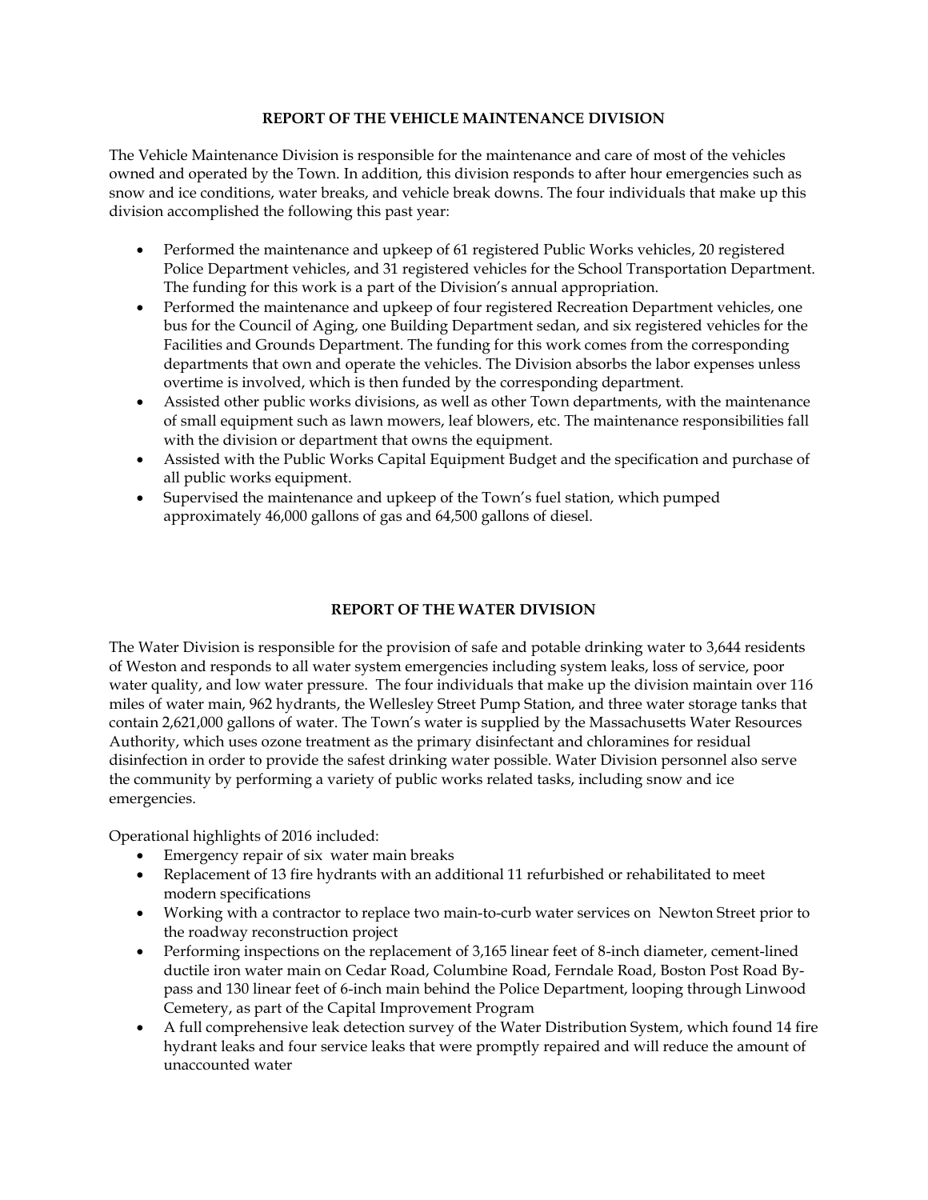## REPORT OF THE VEHICLE MAINTENANCE DIVISION

The Vehicle Maintenance Division is responsible for the maintenance and care of most of the vehicles owned and operated by the Town. In addition, this division responds to after hour emergencies such as snow and ice conditions, water breaks, and vehicle break downs. The four individuals that make up this division accomplished the following this past year:

- Performed the maintenance and upkeep of 61 registered Public Works vehicles, 20 registered Police Department vehicles, and 31 registered vehicles for the School Transportation Department. The funding for this work is a part of the Division's annual appropriation.
- Performed the maintenance and upkeep of four registered Recreation Department vehicles, one bus for the Council of Aging, one Building Department sedan, and six registered vehicles for the Facilities and Grounds Department. The funding for this work comes from the corresponding departments that own and operate the vehicles. The Division absorbs the labor expenses unless overtime is involved, which is then funded by the corresponding department.
- Assisted other public works divisions, as well as other Town departments, with the maintenance of small equipment such as lawn mowers, leaf blowers, etc. The maintenance responsibilities fall with the division or department that owns the equipment.
- Assisted with the Public Works Capital Equipment Budget and the specification and purchase of all public works equipment.
- Supervised the maintenance and upkeep of the Town's fuel station, which pumped approximately 46,000 gallons of gas and 64,500 gallons of diesel.

## REPORT OF THE WATER DIVISION

The Water Division is responsible for the provision of safe and potable drinking water to 3,644 residents of Weston and responds to all water system emergencies including system leaks, loss of service, poor water quality, and low water pressure. The four individuals that make up the division maintain over 116 miles of water main, 962 hydrants, the Wellesley Street Pump Station, and three water storage tanks that contain 2,621,000 gallons of water. The Town's water is supplied by the Massachusetts Water Resources Authority, which uses ozone treatment as the primary disinfectant and chloramines for residual disinfection in order to provide the safest drinking water possible. Water Division personnel also serve the community by performing a variety of public works related tasks, including snow and ice emergencies.

Operational highlights of 2016 included:

- Emergency repair of six water main breaks
- Replacement of 13 fire hydrants with an additional 11 refurbished or rehabilitated to meet modern specifications
- Working with a contractor to replace two main-to-curb water services on Newton Street prior to the roadway reconstruction project
- Performing inspections on the replacement of 3,165 linear feet of 8-inch diameter, cement-lined ductile iron water main on Cedar Road, Columbine Road, Ferndale Road, Boston Post Road By-pass and 130 linear feet of 6-inch main behind the Police Department, looping through Linwood Cemetery, as part of the Capital Improvement Program
- A full comprehensive leak detection survey of the Water Distribution System, which found 14 fire hydrant leaks and four service leaks that were promptly repaired and will reduce the amount of unaccounted water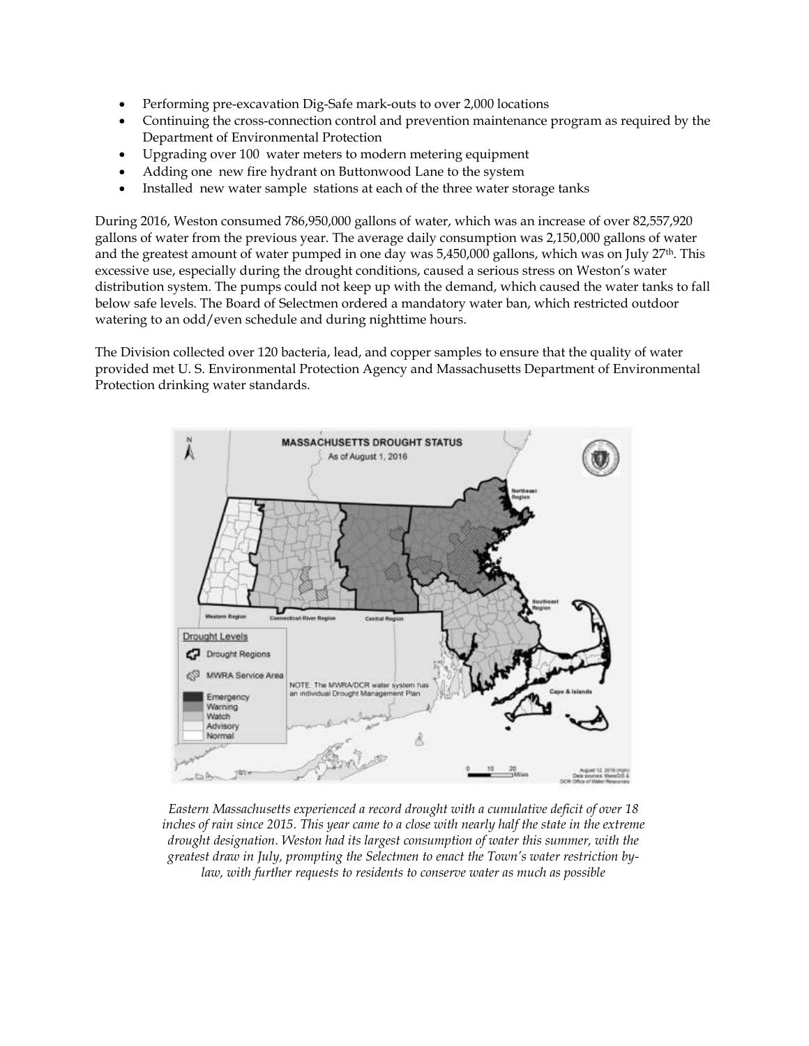- Performing pre-excavation Dig-Safe mark-outs to over 2,000 locations
- Continuing the cross-connection control and prevention maintenance program as required by the Department of Environmental Protection
- Upgrading over 100 water meters to modern metering equipment
- Adding one new fire hydrant on Buttonwood Lane to the system
- Installed new water sample stations at each of the three water storage tanks

During 2016, Weston consumed 786,950,000 gallons of water, which was an increase of over 82,557,920 gallons of water from the previous year. The average daily consumption was 2,150,000 gallons of water and the greatest amount of water pumped in one day was 5,450,000 gallons, which was on July 27th. This excessive use, especially during the drought conditions, caused a serious stress on Weston's water distribution system. The pumps could not keep up with the demand, which caused the water tanks to fall below safe levels. The Board of Selectmen ordered a mandatory water ban, which restricted outdoor watering to an odd/even schedule and during nighttime hours.

The Division collected over 120 bacteria, lead, and copper samples to ensure that the quality of water provided met U. S. Environmental Protection Agency and Massachusetts Department of Environmental Protection drinking water standards.

MASSACHUSETTS DROUGHT STATUS
As of August 1, 2016

Western Region
Connecticut River Region
Central Region
Northeast Region
Southeast Region
Cape & Islands

Drought Levels
Drought Regions
MWRA Service Area
Emergency
Warning
Watch
Advisory
Normal

NOTE: The MWRA/DCR water system has an individual Drought Management Plan.

0 10 20 Miles

*Eastern Massachusetts experienced a record drought with a cumulative deficit of over 18 inches of rain since 2015. This year came to a close with nearly half the state in the extreme drought designation. Weston had its largest consumption of water this summer, with the greatest draw in July, prompting the Selectmen to enact the Town's water restriction by-law, with further requests to residents to conserve water as much as possible*